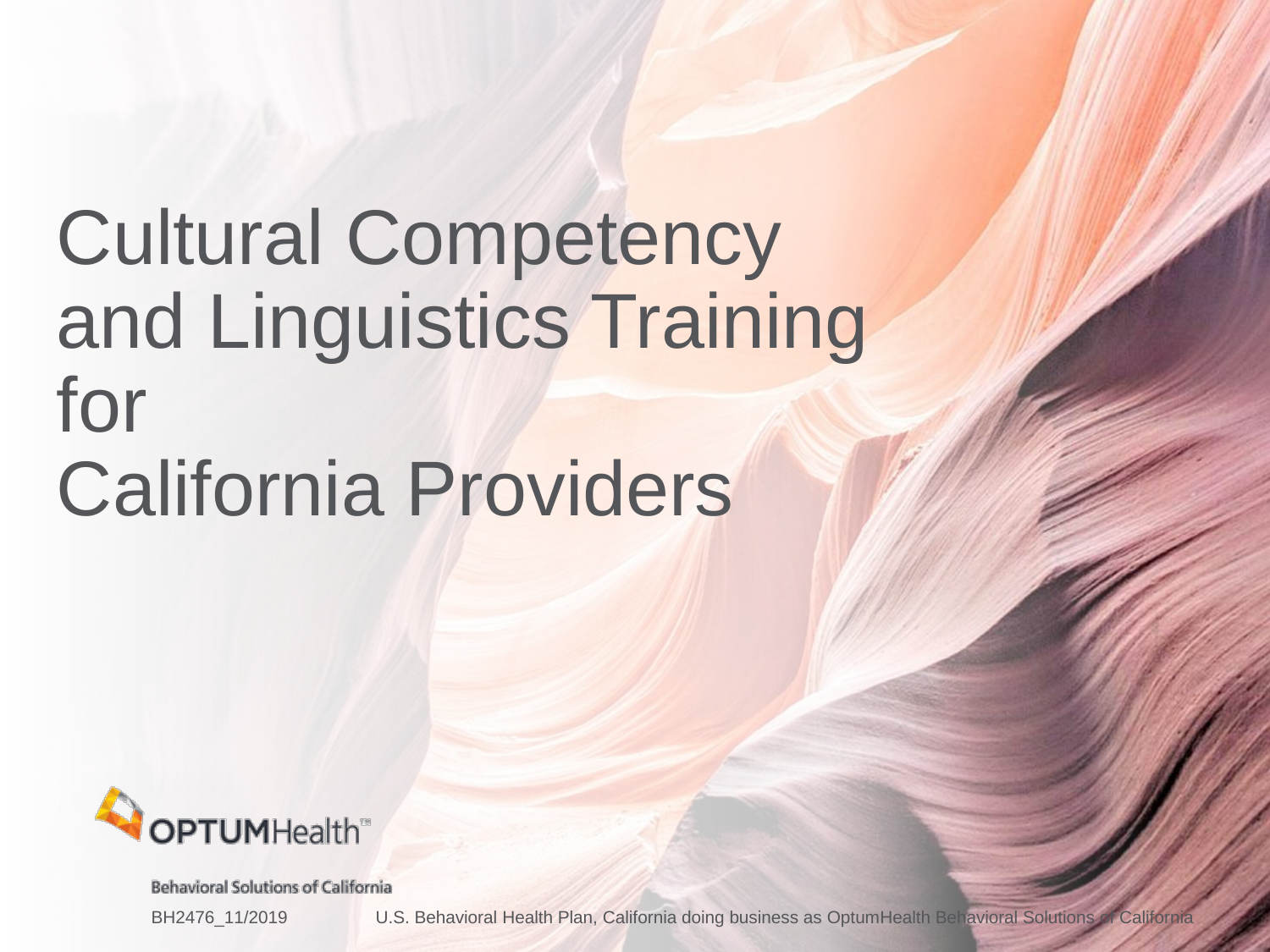# Cultural Competency and Linguistics Training for California Providers

OPTUMHealth™

Behavioral Solutions of California

BH2476_11/2019

U.S. Behavioral Health Plan, California doing business as OptumHealth Behavioral Solutions of California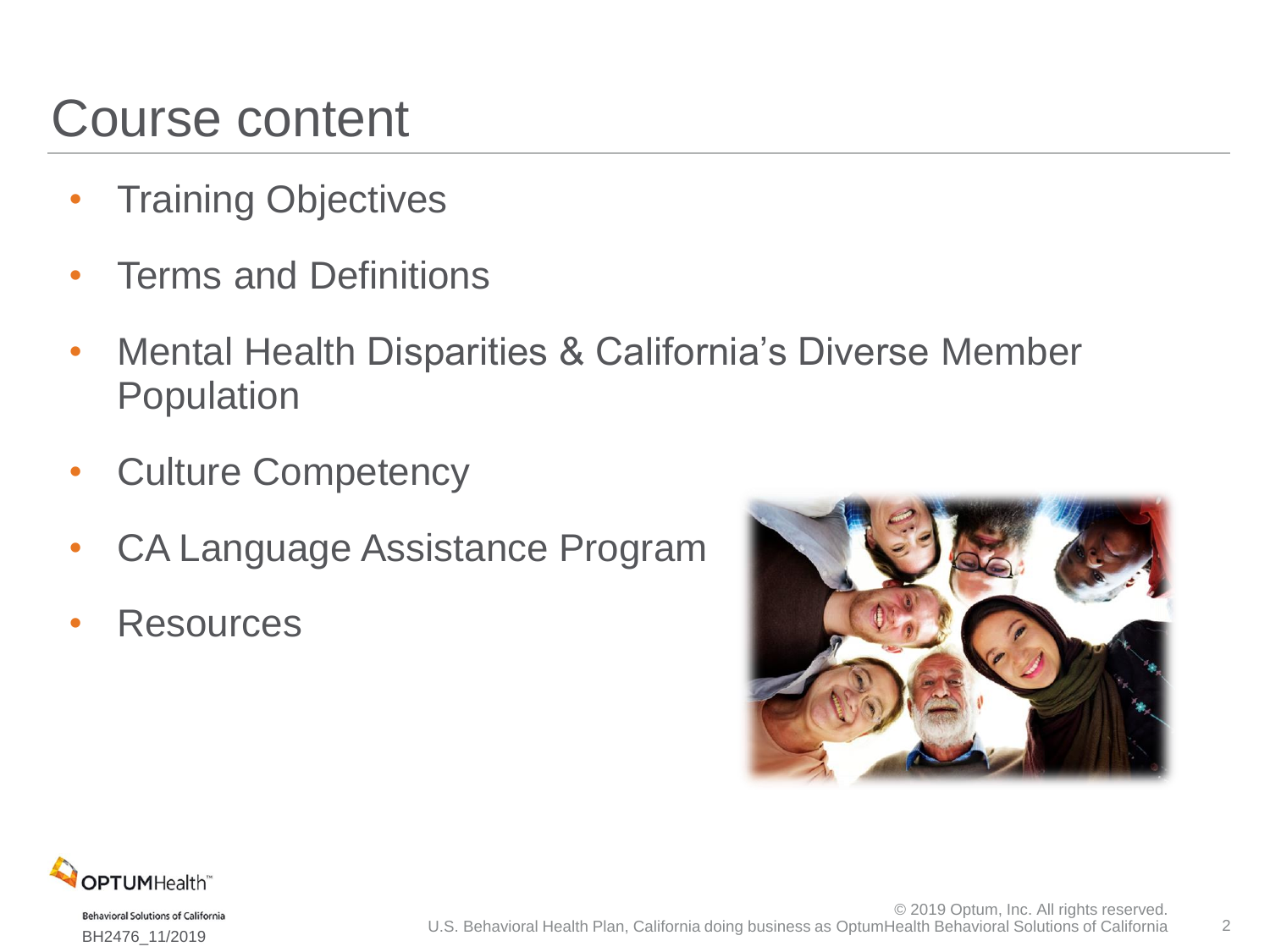# Course content

- Training Objectives
- Terms and Definitions
- Mental Health Disparities & California's Diverse Member Population
- Culture Competency
- CA Language Assistance Program
- Resources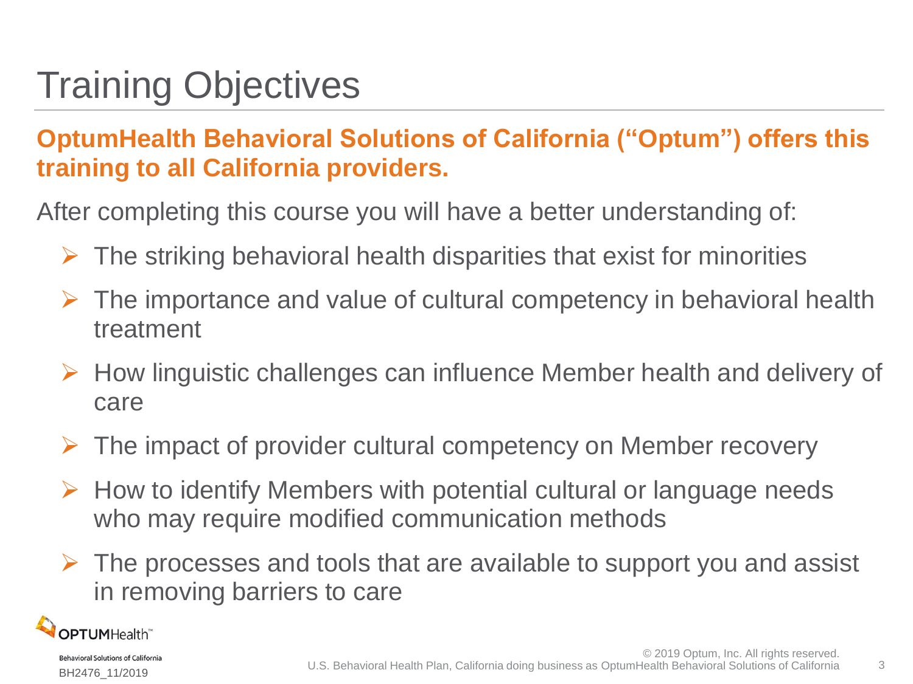# Training Objectives

**OptumHealth Behavioral Solutions of California ("Optum") offers this training to all California providers.**

After completing this course you will have a better understanding of:

- The striking behavioral health disparities that exist for minorities
- The importance and value of cultural competency in behavioral health treatment
- How linguistic challenges can influence Member health and delivery of care
- The impact of provider cultural competency on Member recovery
- How to identify Members with potential cultural or language needs who may require modified communication methods
- The processes and tools that are available to support you and assist in removing barriers to care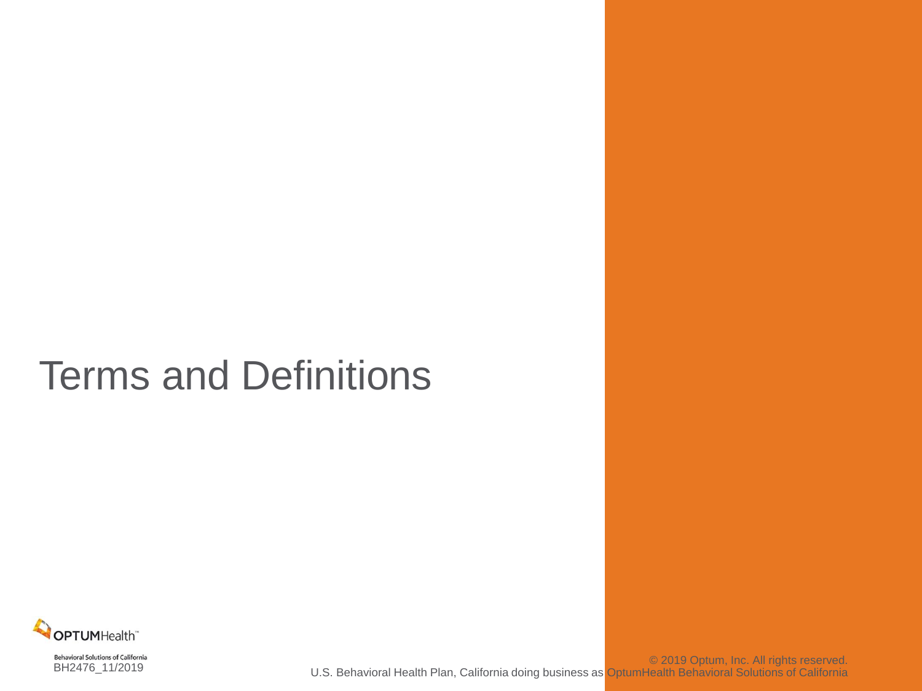# Terms and Definitions

Behavioral Solutions of California
BH2476_11/2019

© 2019 Optum, Inc. All rights reserved.
U.S. Behavioral Health Plan, California doing business as OptumHealth Behavioral Solutions of California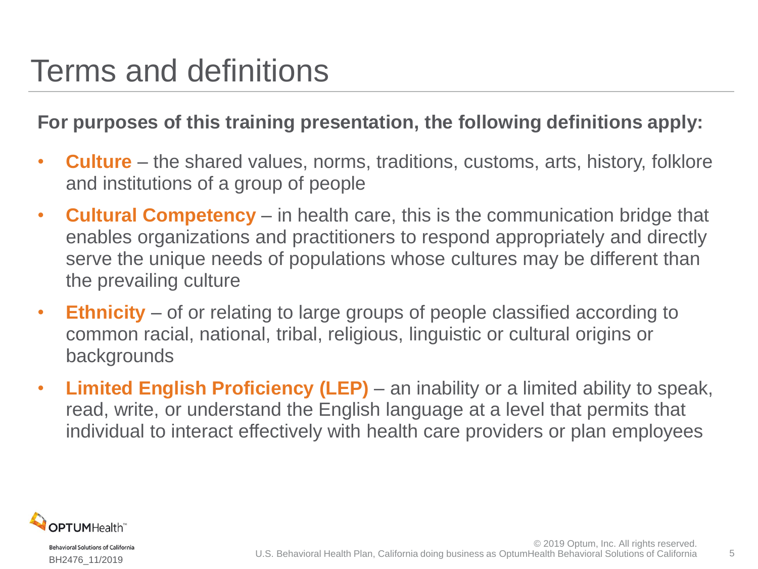# Terms and definitions

**For purposes of this training presentation, the following definitions apply:**

- **Culture** – the shared values, norms, traditions, customs, arts, history, folklore and institutions of a group of people
- **Cultural Competency** – in health care, this is the communication bridge that enables organizations and practitioners to respond appropriately and directly serve the unique needs of populations whose cultures may be different than the prevailing culture
- **Ethnicity** – of or relating to large groups of people classified according to common racial, national, tribal, religious, linguistic or cultural origins or backgrounds
- **Limited English Proficiency (LEP)** – an inability or a limited ability to speak, read, write, or understand the English language at a level that permits that individual to interact effectively with health care providers or plan employees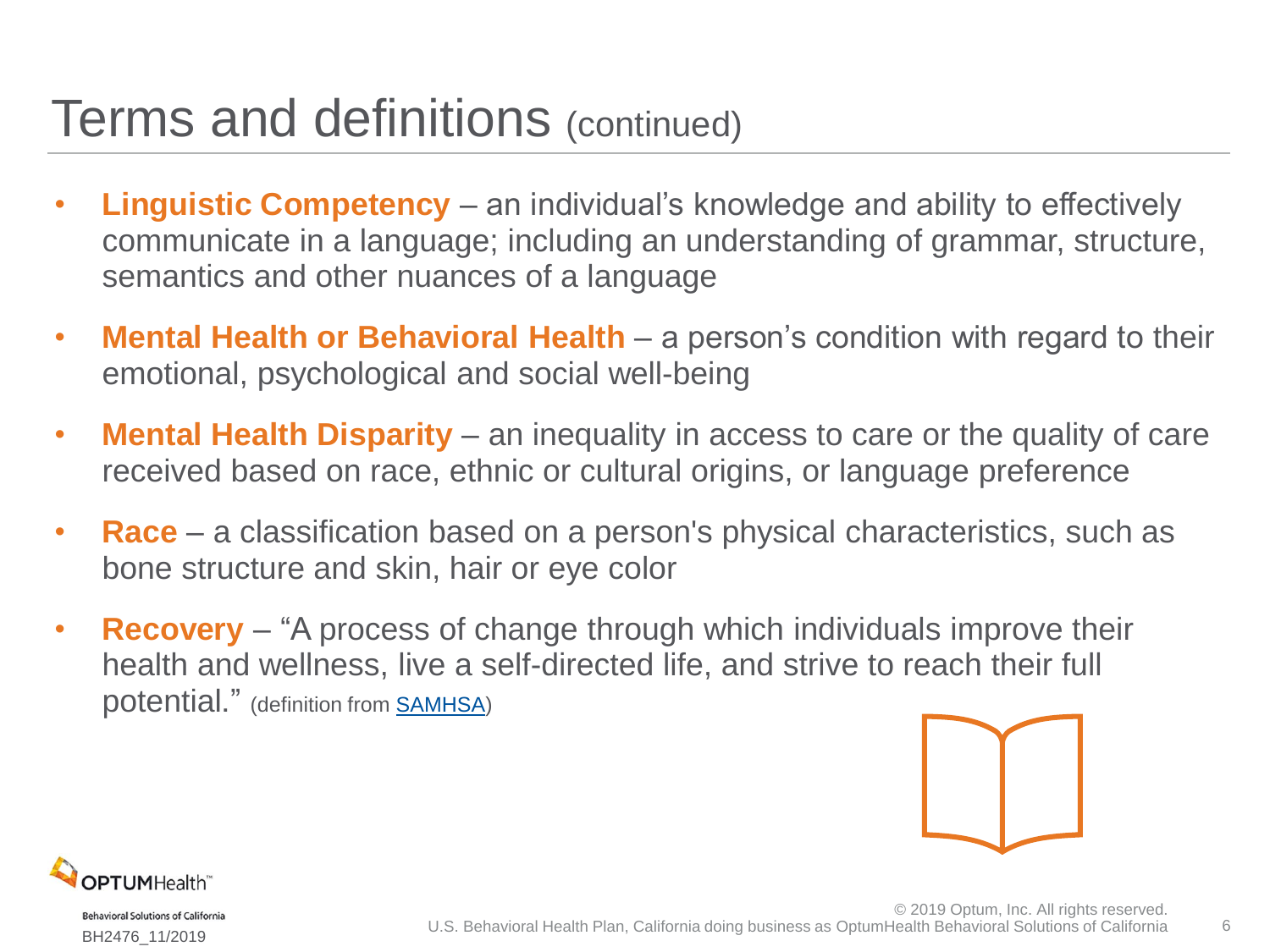# Terms and definitions (continued)

- **Linguistic Competency** – an individual's knowledge and ability to effectively communicate in a language; including an understanding of grammar, structure, semantics and other nuances of a language
- **Mental Health or Behavioral Health** – a person's condition with regard to their emotional, psychological and social well-being
- **Mental Health Disparity** – an inequality in access to care or the quality of care received based on race, ethnic or cultural origins, or language preference
- **Race** – a classification based on a person's physical characteristics, such as bone structure and skin, hair or eye color
- **Recovery** – "A process of change through which individuals improve their health and wellness, live a self-directed life, and strive to reach their full potential." (definition from SAMHSA)

BH2476_11/2019

© 2019 Optum, Inc. All rights reserved.
U.S. Behavioral Health Plan, California doing business as OptumHealth Behavioral Solutions of California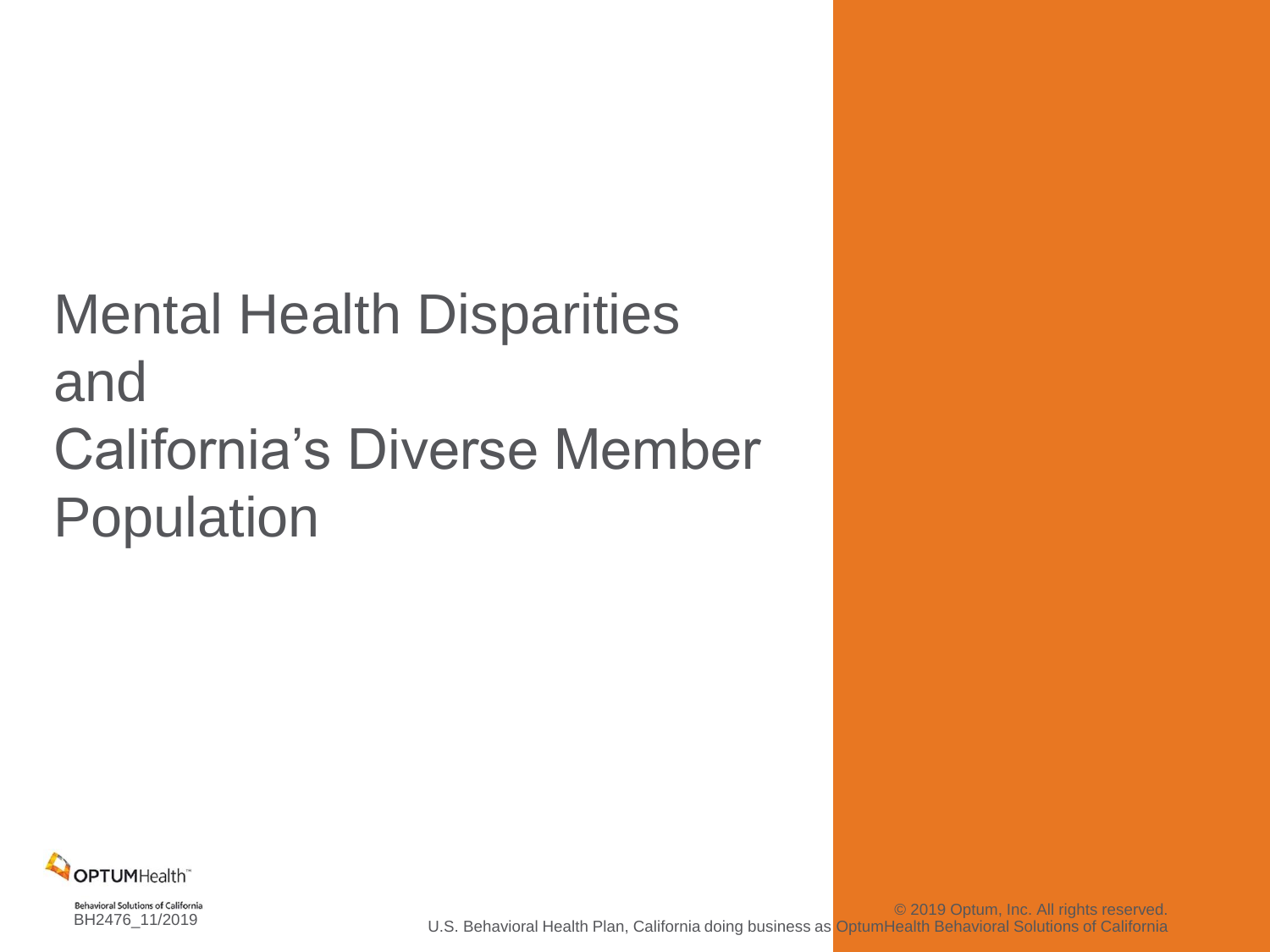# Mental Health Disparities and California's Diverse Member Population

Behavioral Solutions of California

BH2476_11/2019

© 2019 Optum, Inc. All rights reserved.

U.S. Behavioral Health Plan, California doing business as OptumHealth Behavioral Solutions of California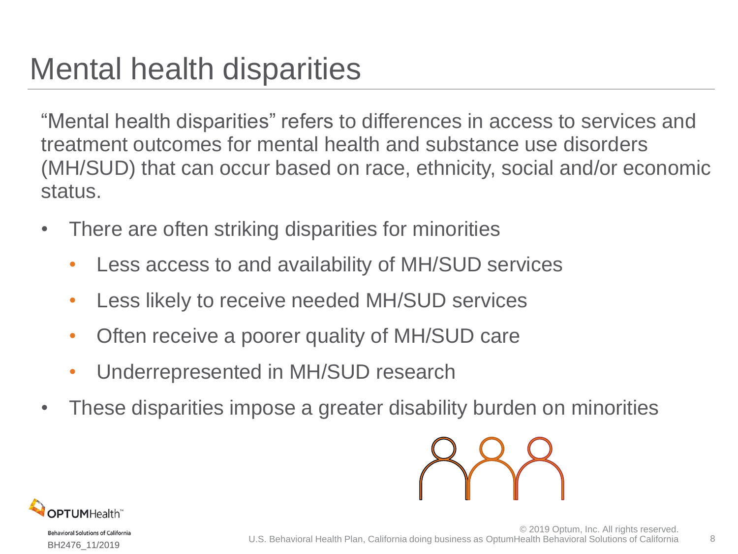# Mental health disparities

"Mental health disparities" refers to differences in access to services and treatment outcomes for mental health and substance use disorders (MH/SUD) that can occur based on race, ethnicity, social and/or economic status.

- There are often striking disparities for minorities
  - Less access to and availability of MH/SUD services
  - Less likely to receive needed MH/SUD services
  - Often receive a poorer quality of MH/SUD care
  - Underrepresented in MH/SUD research
- These disparities impose a greater disability burden on minorities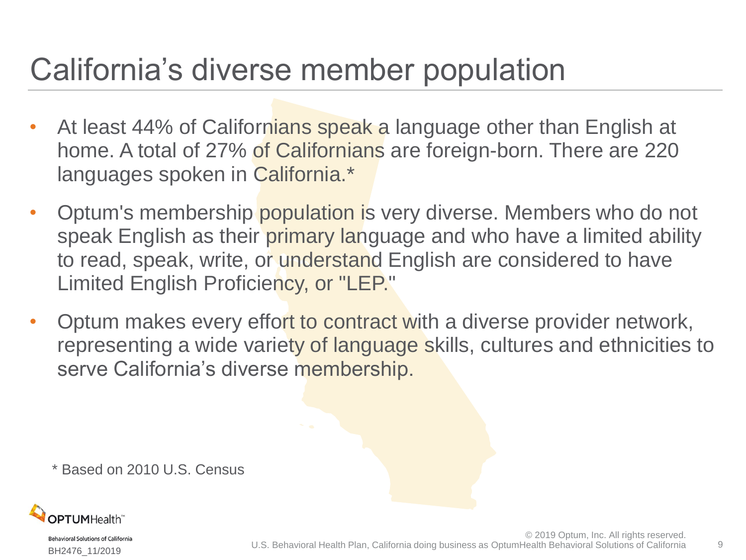# California's diverse member population

- At least 44% of Californians speak a language other than English at home. A total of 27% of Californians are foreign-born. There are 220 languages spoken in California.*
- Optum's membership population is very diverse. Members who do not speak English as their primary language and who have a limited ability to read, speak, write, or understand English are considered to have Limited English Proficiency, or "LEP."
- Optum makes every effort to contract with a diverse provider network, representing a wide variety of language skills, cultures and ethnicities to serve California's diverse membership.

* Based on 2010 U.S. Census

OPTUMHealth™
Behavioral Solutions of California
BH2476_11/2019

© 2019 Optum, Inc. All rights reserved.
U.S. Behavioral Health Plan, California doing business as OptumHealth Behavioral Solutions of California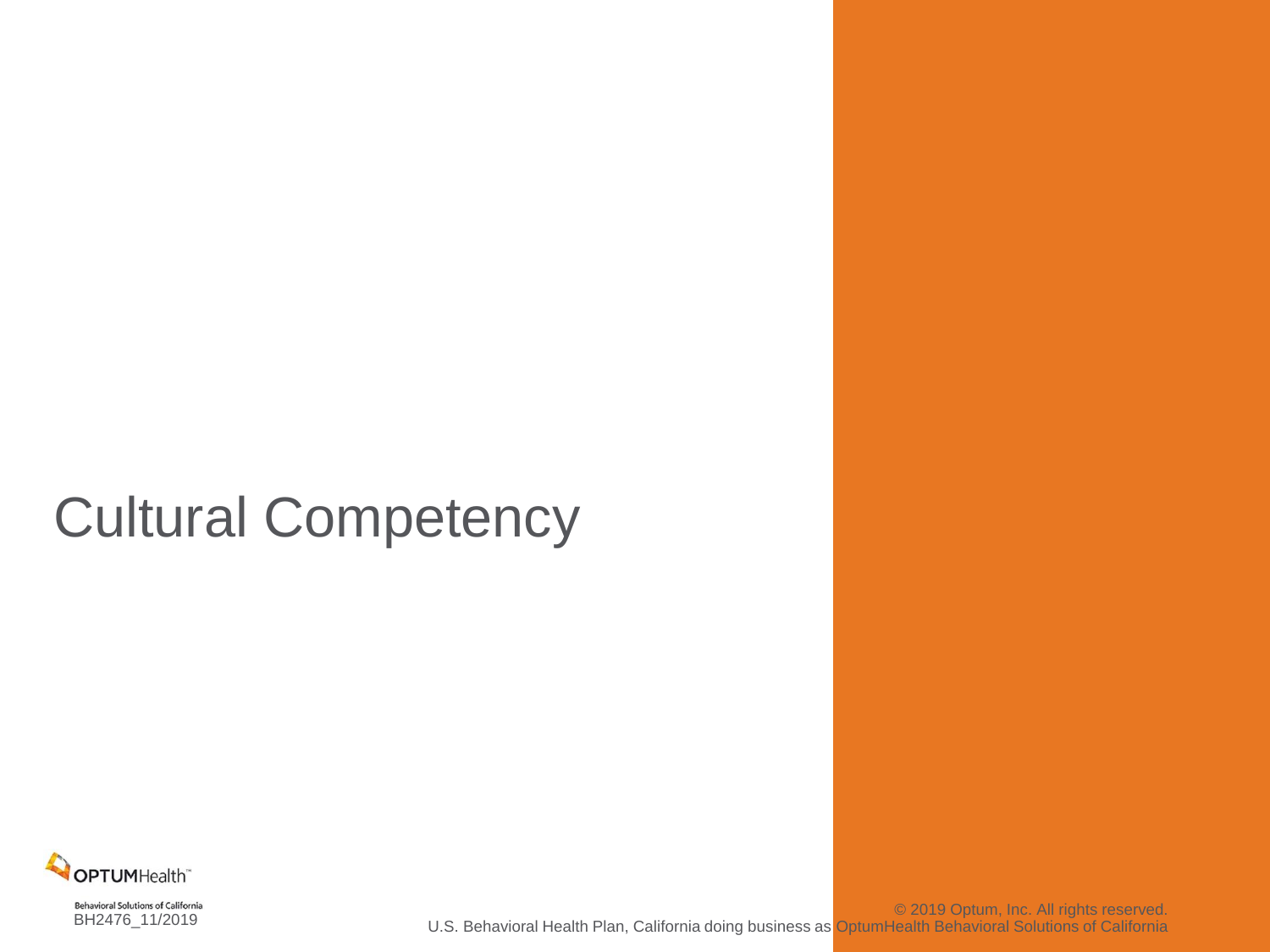# Cultural Competency

OPTUMHealth™
Behavioral Solutions of California
BH2476_11/2019

© 2019 Optum, Inc. All rights reserved.
U.S. Behavioral Health Plan, California doing business as OptumHealth Behavioral Solutions of California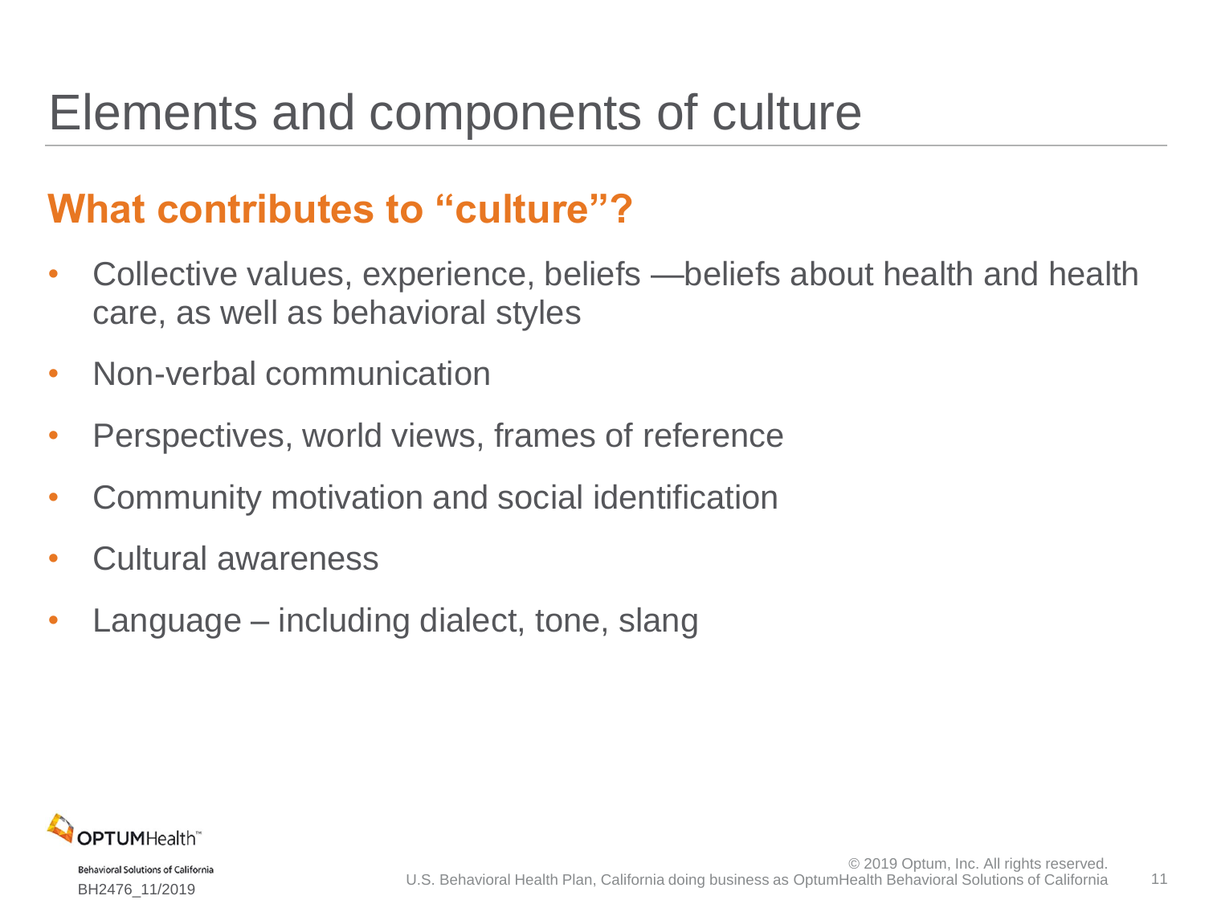# Elements and components of culture

## What contributes to "culture"?

- Collective values, experience, beliefs —beliefs about health and health care, as well as behavioral styles
- Non-verbal communication
- Perspectives, world views, frames of reference
- Community motivation and social identification
- Cultural awareness
- Language – including dialect, tone, slang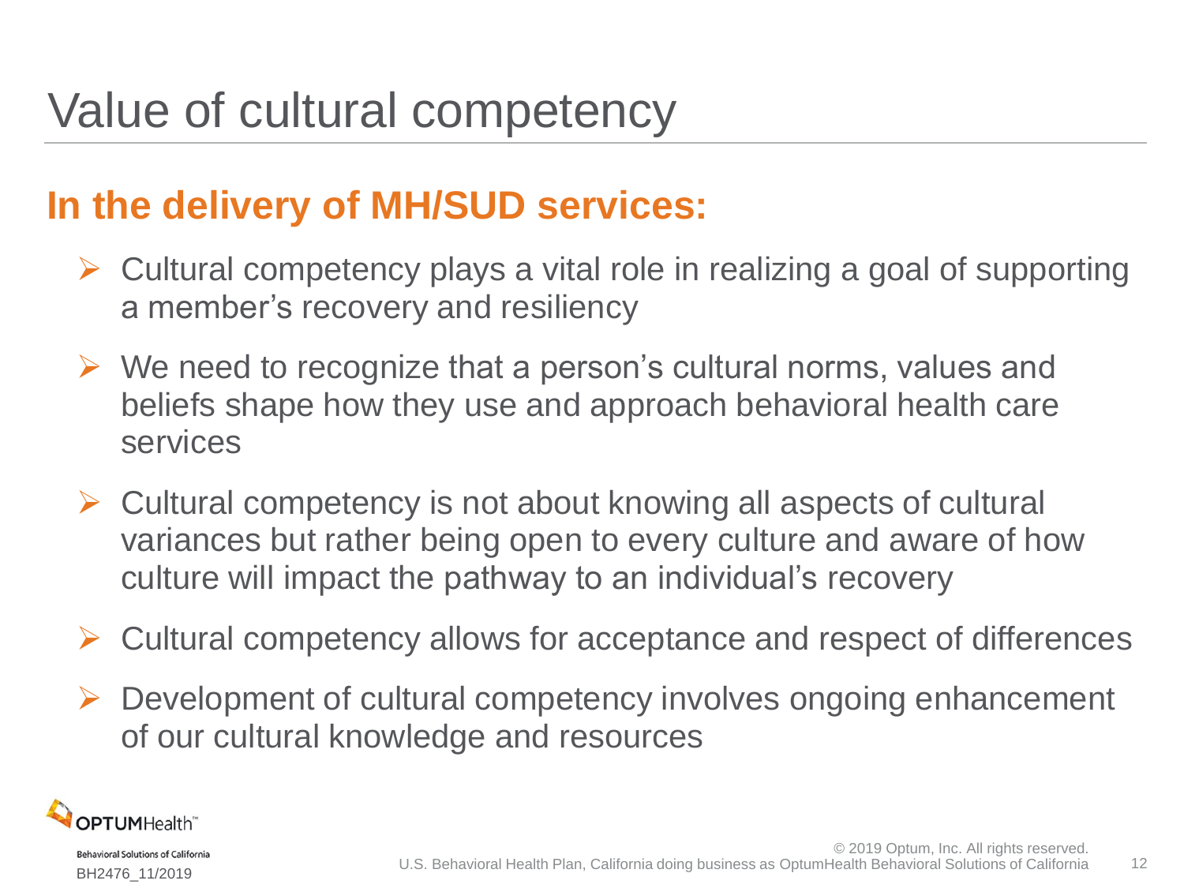# Value of cultural competency

## In the delivery of MH/SUD services:

- Cultural competency plays a vital role in realizing a goal of supporting a member's recovery and resiliency
- We need to recognize that a person's cultural norms, values and beliefs shape how they use and approach behavioral health care services
- Cultural competency is not about knowing all aspects of cultural variances but rather being open to every culture and aware of how culture will impact the pathway to an individual's recovery
- Cultural competency allows for acceptance and respect of differences
- Development of cultural competency involves ongoing enhancement of our cultural knowledge and resources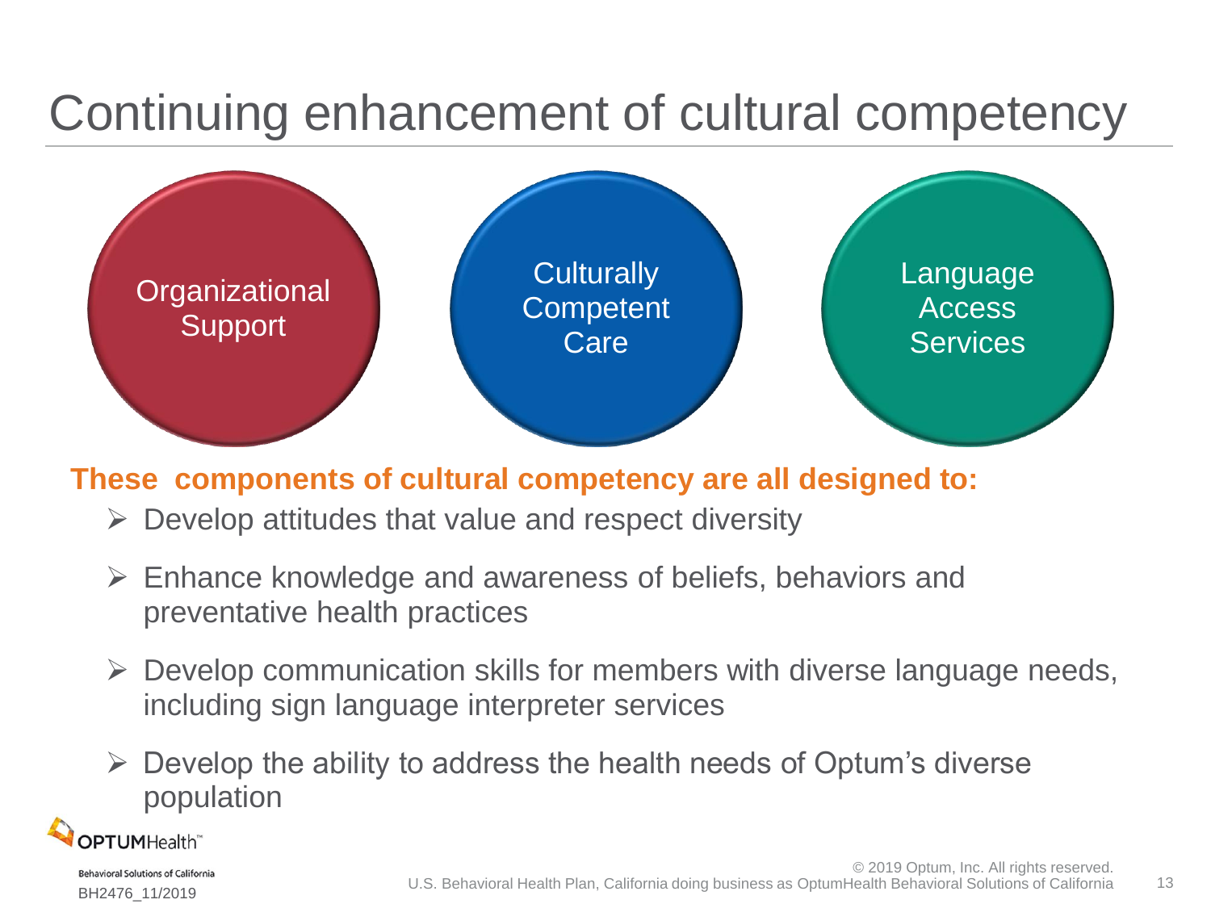# Continuing enhancement of cultural competency

- Organizational Support
- Culturally Competent Care
- Language Access Services

**These components of cultural competency are all designed to:**

- Develop attitudes that value and respect diversity
- Enhance knowledge and awareness of beliefs, behaviors and preventative health practices
- Develop communication skills for members with diverse language needs, including sign language interpreter services
- Develop the ability to address the health needs of Optum's diverse population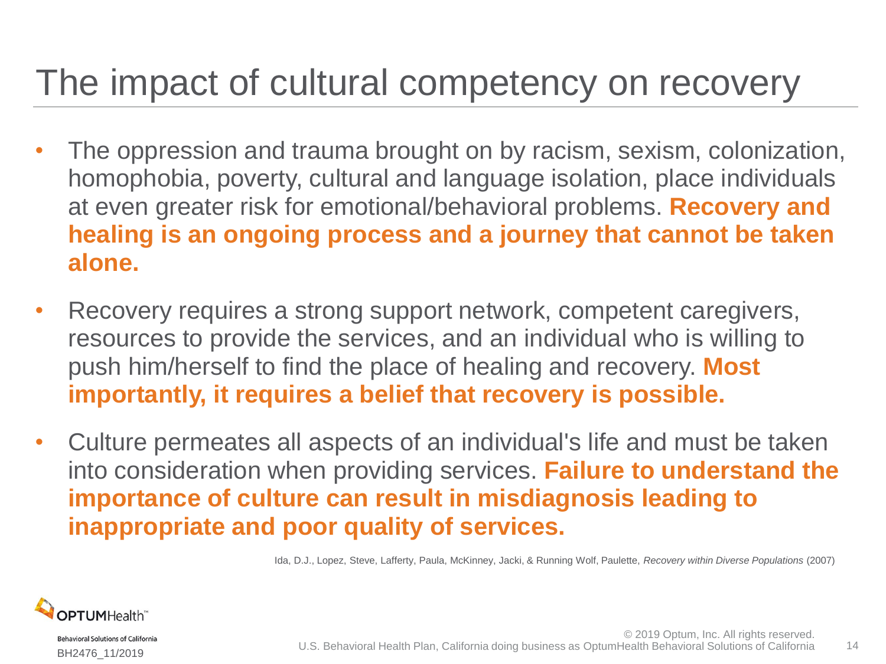# The impact of cultural competency on recovery

- The oppression and trauma brought on by racism, sexism, colonization, homophobia, poverty, cultural and language isolation, place individuals at even greater risk for emotional/behavioral problems. **Recovery and healing is an ongoing process and a journey that cannot be taken alone.**
- Recovery requires a strong support network, competent caregivers, resources to provide the services, and an individual who is willing to push him/herself to find the place of healing and recovery. **Most importantly, it requires a belief that recovery is possible.**
- Culture permeates all aspects of an individual's life and must be taken into consideration when providing services. **Failure to understand the importance of culture can result in misdiagnosis leading to inappropriate and poor quality of services.**

Ida, D.J., Lopez, Steve, Lafferty, Paula, McKinney, Jacki, & Running Wolf, Paulette, *Recovery within Diverse Populations* (2007)

OPTUMHealth™
Behavioral Solutions of California

BH2476_11/2019

© 2019 Optum, Inc. All rights reserved.
U.S. Behavioral Health Plan, California doing business as OptumHealth Behavioral Solutions of California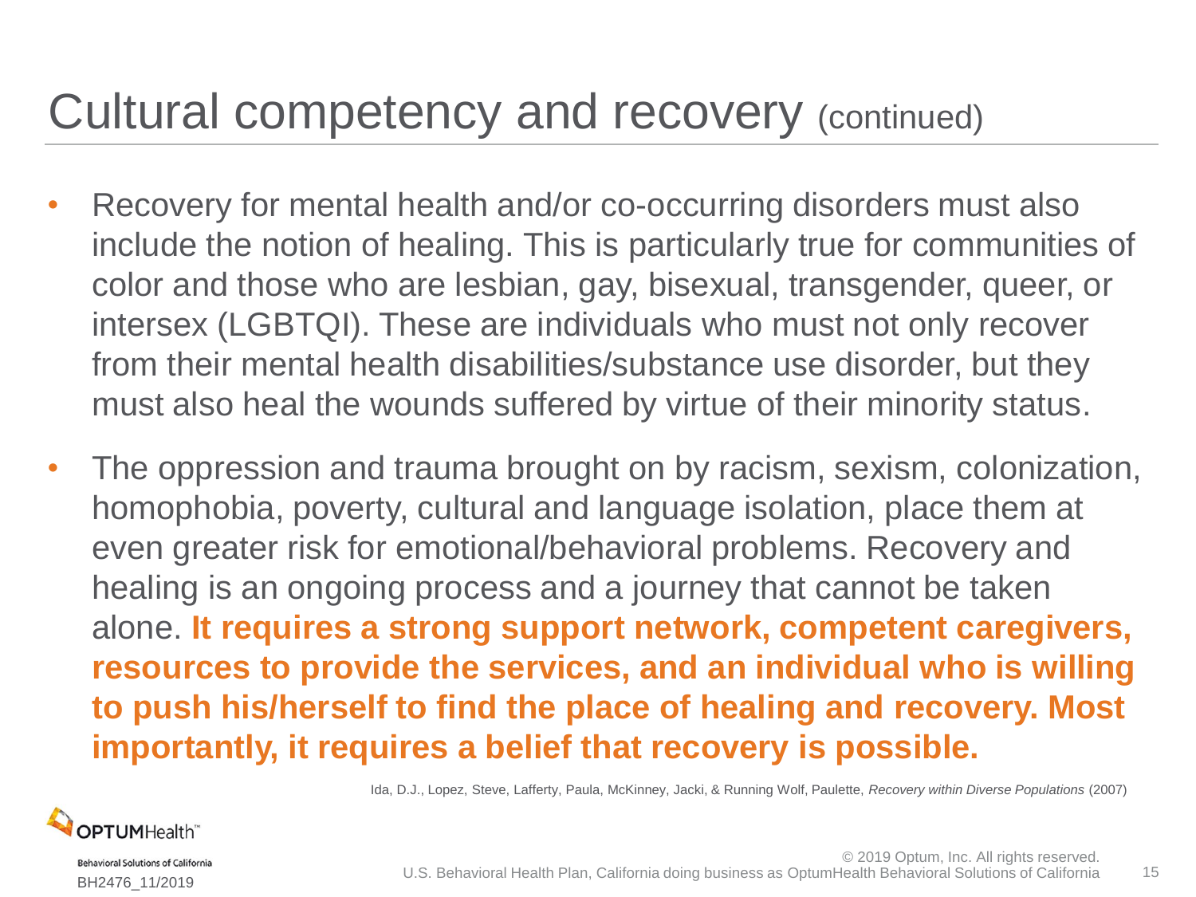# Cultural competency and recovery (continued)

- Recovery for mental health and/or co-occurring disorders must also include the notion of healing. This is particularly true for communities of color and those who are lesbian, gay, bisexual, transgender, queer, or intersex (LGBTQI). These are individuals who must not only recover from their mental health disabilities/substance use disorder, but they must also heal the wounds suffered by virtue of their minority status.
- The oppression and trauma brought on by racism, sexism, colonization, homophobia, poverty, cultural and language isolation, place them at even greater risk for emotional/behavioral problems. Recovery and healing is an ongoing process and a journey that cannot be taken alone. **It requires a strong support network, competent caregivers, resources to provide the services, and an individual who is willing to push his/herself to find the place of healing and recovery. Most importantly, it requires a belief that recovery is possible.**

Ida, D.J., Lopez, Steve, Lafferty, Paula, McKinney, Jacki, & Running Wolf, Paulette, *Recovery within Diverse Populations* (2007)

OPTUMHealth™
Behavioral Solutions of California
BH2476_11/2019

© 2019 Optum, Inc. All rights reserved.
U.S. Behavioral Health Plan, California doing business as OptumHealth Behavioral Solutions of California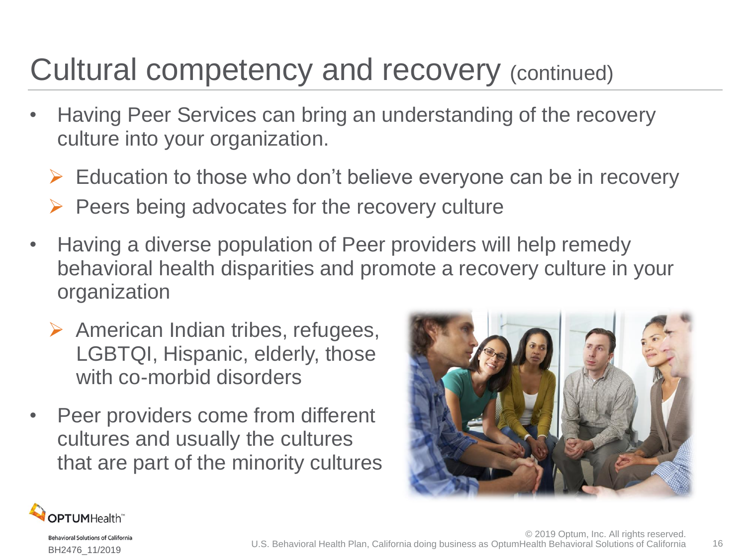# Cultural competency and recovery (continued)

- Having Peer Services can bring an understanding of the recovery culture into your organization.
  - Education to those who don't believe everyone can be in recovery
  - Peers being advocates for the recovery culture
- Having a diverse population of Peer providers will help remedy behavioral health disparities and promote a recovery culture in your organization
  - American Indian tribes, refugees, LGBTQI, Hispanic, elderly, those with co-morbid disorders
- Peer providers come from different cultures and usually the cultures that are part of the minority cultures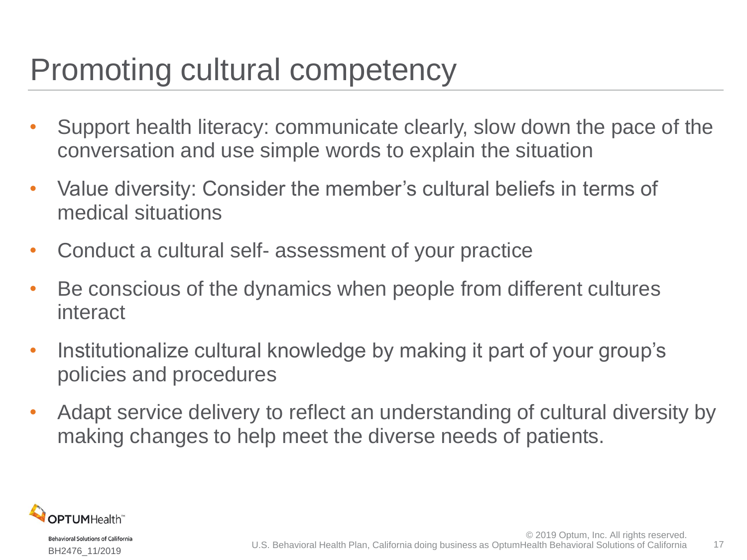# Promoting cultural competency

- Support health literacy: communicate clearly, slow down the pace of the conversation and use simple words to explain the situation
- Value diversity: Consider the member's cultural beliefs in terms of medical situations
- Conduct a cultural self- assessment of your practice
- Be conscious of the dynamics when people from different cultures interact
- Institutionalize cultural knowledge by making it part of your group's policies and procedures
- Adapt service delivery to reflect an understanding of cultural diversity by making changes to help meet the diverse needs of patients.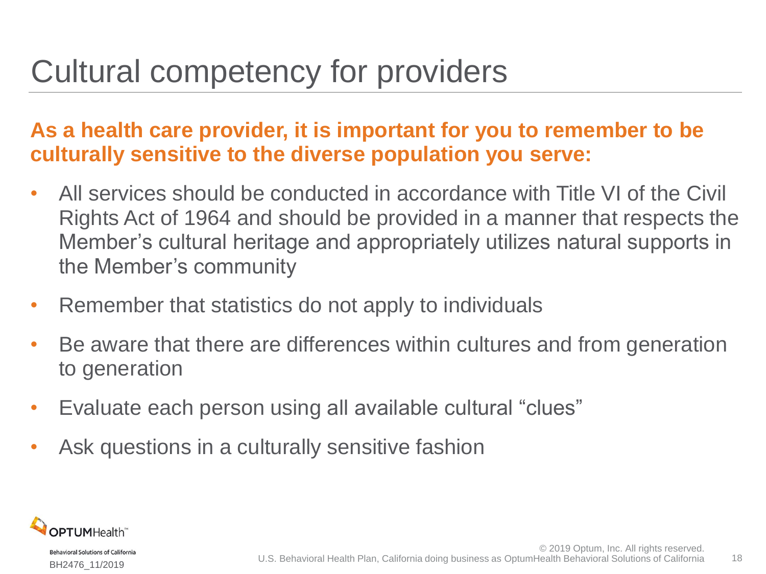# Cultural competency for providers

**As a health care provider, it is important for you to remember to be culturally sensitive to the diverse population you serve:**

- All services should be conducted in accordance with Title VI of the Civil Rights Act of 1964 and should be provided in a manner that respects the Member's cultural heritage and appropriately utilizes natural supports in the Member's community
- Remember that statistics do not apply to individuals
- Be aware that there are differences within cultures and from generation to generation
- Evaluate each person using all available cultural "clues"
- Ask questions in a culturally sensitive fashion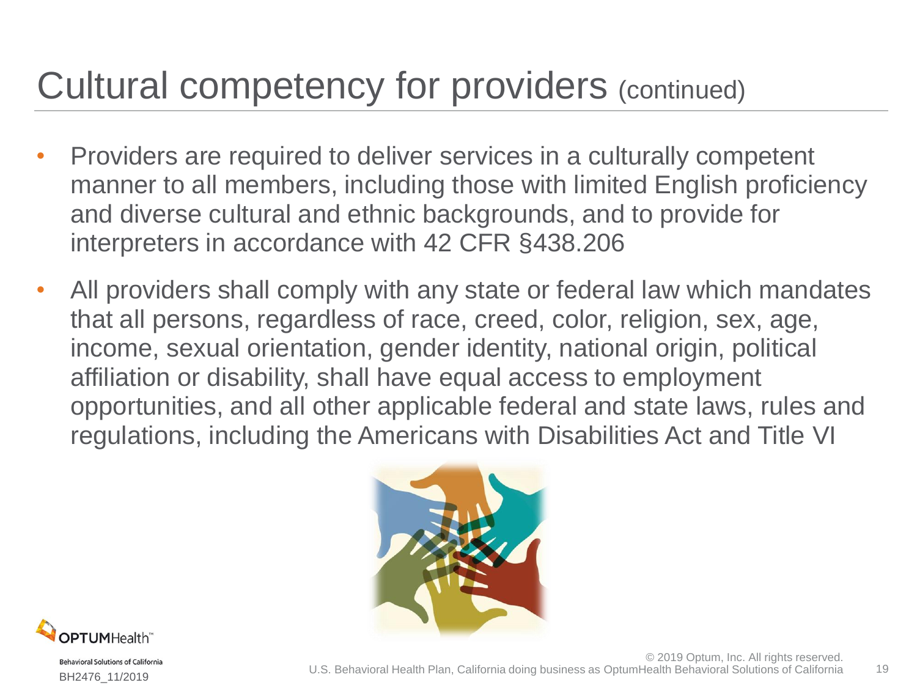# Cultural competency for providers (continued)

- Providers are required to deliver services in a culturally competent manner to all members, including those with limited English proficiency and diverse cultural and ethnic backgrounds, and to provide for interpreters in accordance with 42 CFR §438.206
- All providers shall comply with any state or federal law which mandates that all persons, regardless of race, creed, color, religion, sex, age, income, sexual orientation, gender identity, national origin, political affiliation or disability, shall have equal access to employment opportunities, and all other applicable federal and state laws, rules and regulations, including the Americans with Disabilities Act and Title VI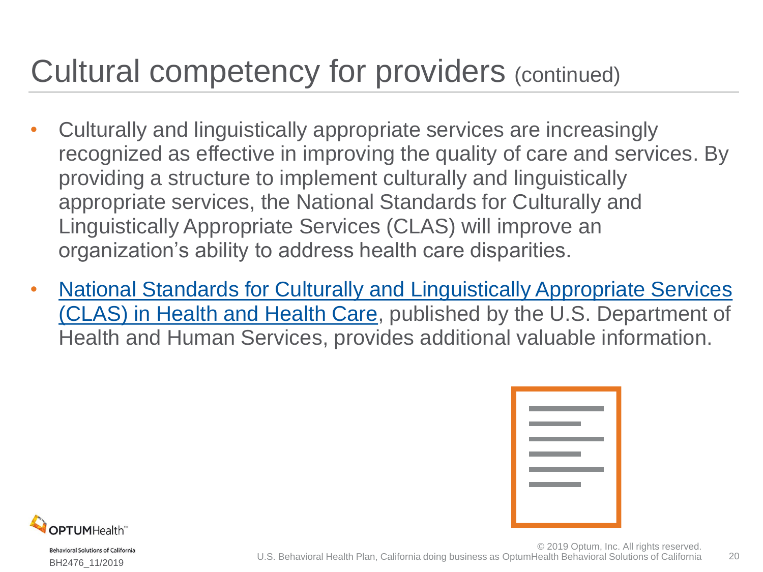# Cultural competency for providers (continued)

- Culturally and linguistically appropriate services are increasingly recognized as effective in improving the quality of care and services. By providing a structure to implement culturally and linguistically appropriate services, the National Standards for Culturally and Linguistically Appropriate Services (CLAS) will improve an organization's ability to address health care disparities.
- National Standards for Culturally and Linguistically Appropriate Services (CLAS) in Health and Health Care, published by the U.S. Department of Health and Human Services, provides additional valuable information.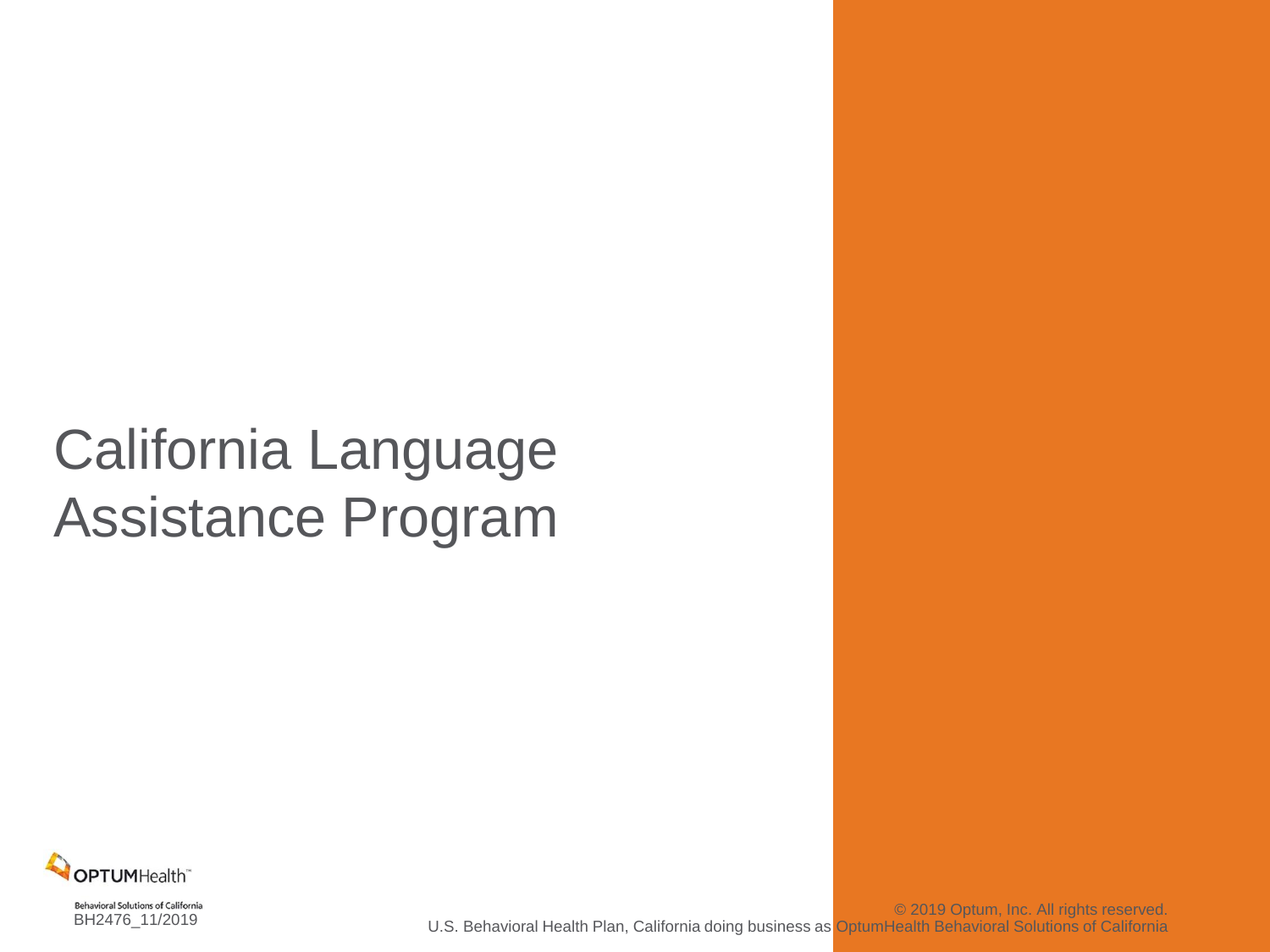# California Language Assistance Program

Behavioral Solutions of California
BH2476_11/2019

© 2019 Optum, Inc. All rights reserved.
U.S. Behavioral Health Plan, California doing business as OptumHealth Behavioral Solutions of California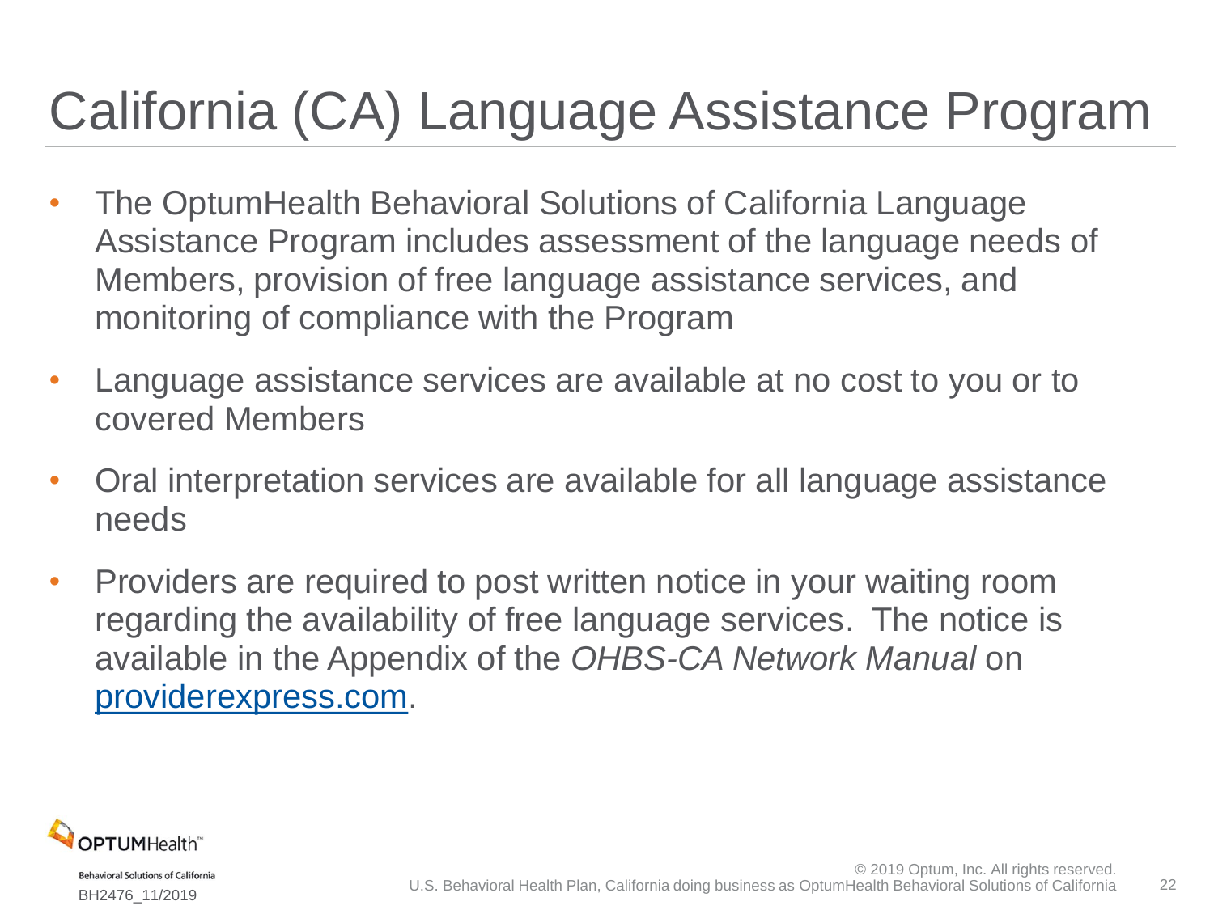# California (CA) Language Assistance Program

- The OptumHealth Behavioral Solutions of California Language Assistance Program includes assessment of the language needs of Members, provision of free language assistance services, and monitoring of compliance with the Program
- Language assistance services are available at no cost to you or to covered Members
- Oral interpretation services are available for all language assistance needs
- Providers are required to post written notice in your waiting room regarding the availability of free language services. The notice is available in the Appendix of the *OHBS-CA Network Manual* on providerexpress.com.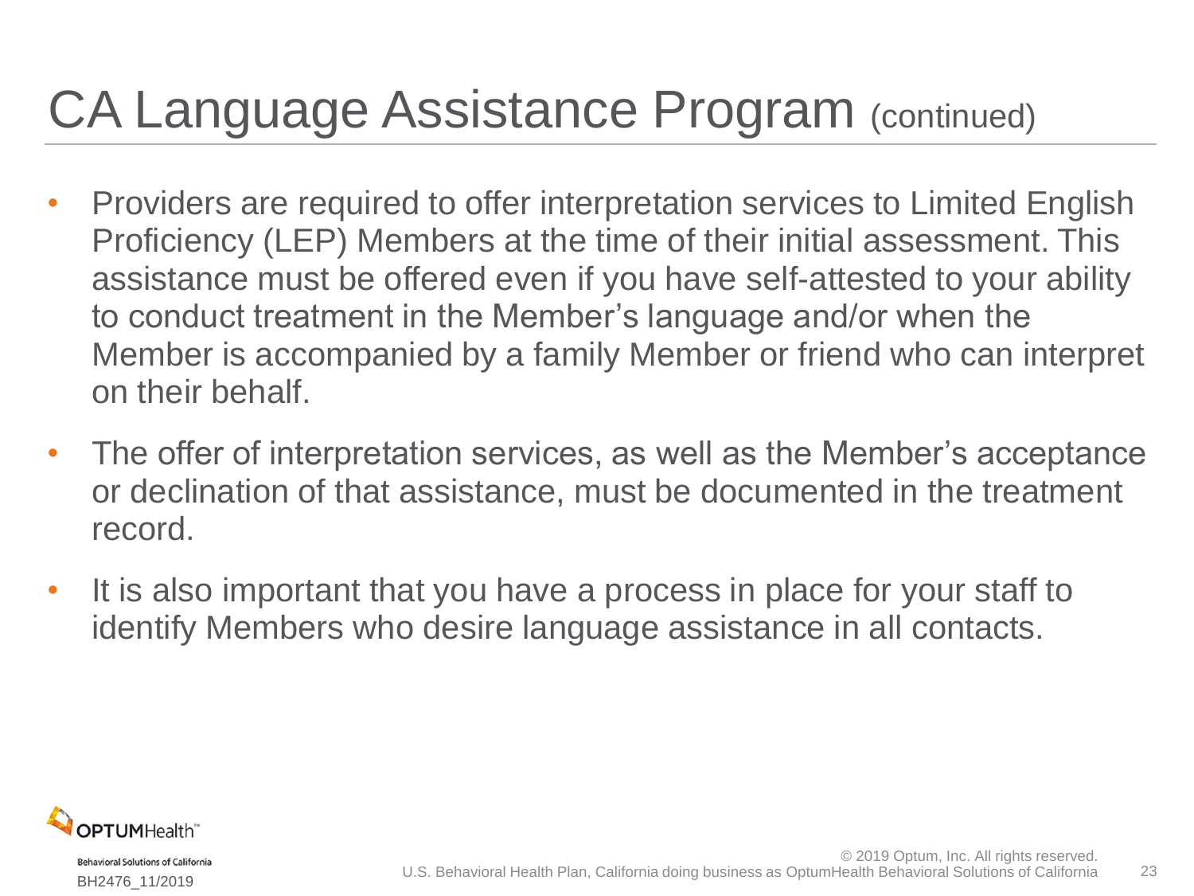# CA Language Assistance Program (continued)

- Providers are required to offer interpretation services to Limited English Proficiency (LEP) Members at the time of their initial assessment. This assistance must be offered even if you have self-attested to your ability to conduct treatment in the Member's language and/or when the Member is accompanied by a family Member or friend who can interpret on their behalf.
- The offer of interpretation services, as well as the Member's acceptance or declination of that assistance, must be documented in the treatment record.
- It is also important that you have a process in place for your staff to identify Members who desire language assistance in all contacts.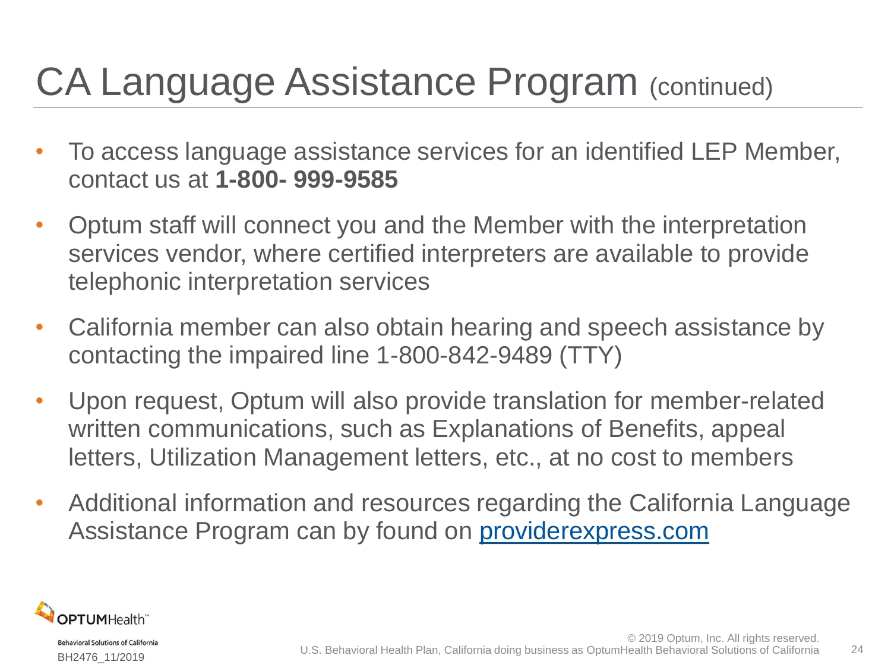# CA Language Assistance Program (continued)

- To access language assistance services for an identified LEP Member, contact us at **1-800- 999-9585**
- Optum staff will connect you and the Member with the interpretation services vendor, where certified interpreters are available to provide telephonic interpretation services
- California member can also obtain hearing and speech assistance by contacting the impaired line 1-800-842-9489 (TTY)
- Upon request, Optum will also provide translation for member-related written communications, such as Explanations of Benefits, appeal letters, Utilization Management letters, etc., at no cost to members
- Additional information and resources regarding the California Language Assistance Program can by found on providerexpress.com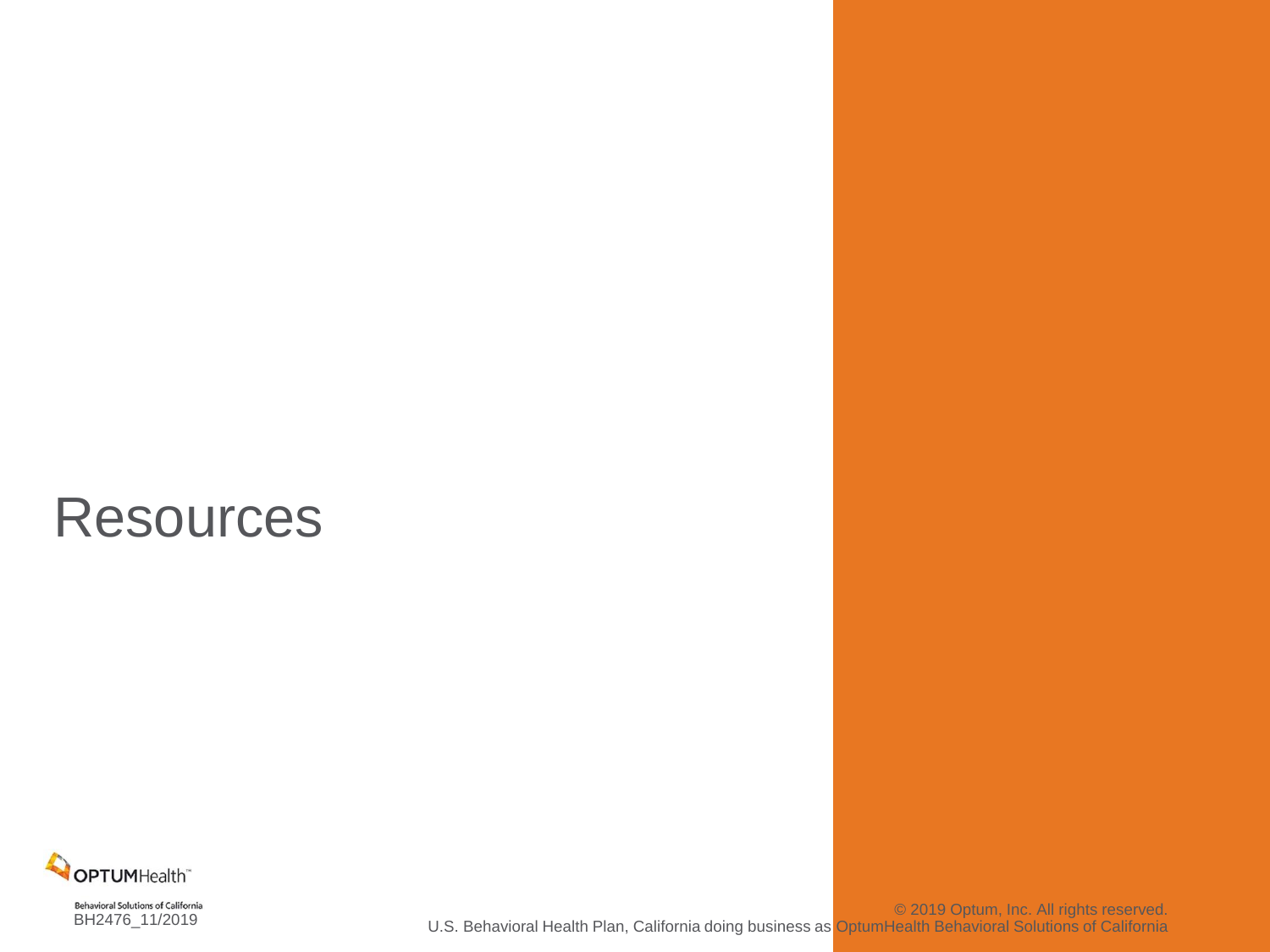# Resources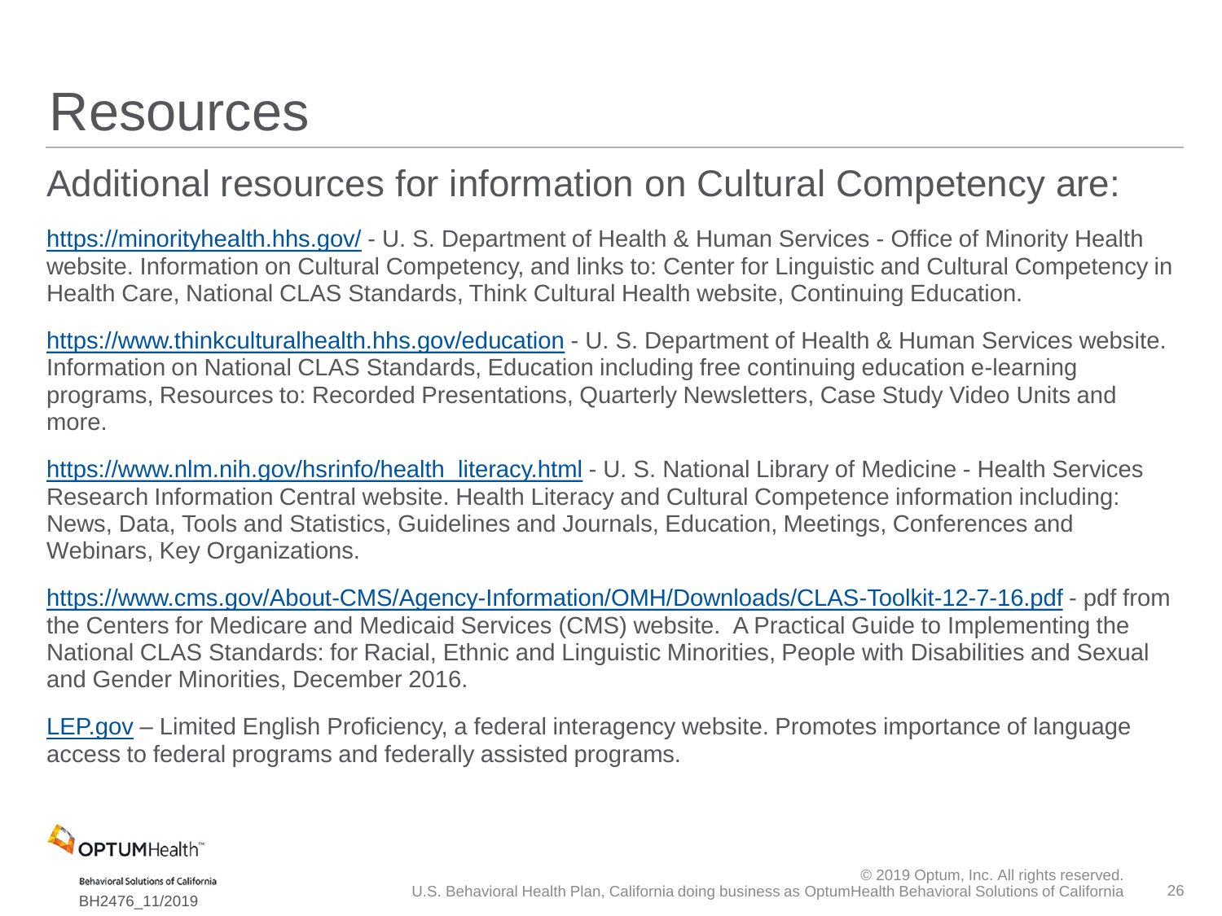# Resources

## Additional resources for information on Cultural Competency are:

https://minorityhealth.hhs.gov/ - U. S. Department of Health & Human Services - Office of Minority Health website. Information on Cultural Competency, and links to: Center for Linguistic and Cultural Competency in Health Care, National CLAS Standards, Think Cultural Health website, Continuing Education.

https://www.thinkculturalhealth.hhs.gov/education - U. S. Department of Health & Human Services website. Information on National CLAS Standards, Education including free continuing education e-learning programs, Resources to: Recorded Presentations, Quarterly Newsletters, Case Study Video Units and more.

https://www.nlm.nih.gov/hsrinfo/health_literacy.html - U. S. National Library of Medicine - Health Services Research Information Central website. Health Literacy and Cultural Competence information including: News, Data, Tools and Statistics, Guidelines and Journals, Education, Meetings, Conferences and Webinars, Key Organizations.

https://www.cms.gov/About-CMS/Agency-Information/OMH/Downloads/CLAS-Toolkit-12-7-16.pdf - pdf from the Centers for Medicare and Medicaid Services (CMS) website. A Practical Guide to Implementing the National CLAS Standards: for Racial, Ethnic and Linguistic Minorities, People with Disabilities and Sexual and Gender Minorities, December 2016.

LEP.gov – Limited English Proficiency, a federal interagency website. Promotes importance of language access to federal programs and federally assisted programs.

OPTUMHealth™ Behavioral Solutions of California

BH2476_11/2019

© 2019 Optum, Inc. All rights reserved.
U.S. Behavioral Health Plan, California doing business as OptumHealth Behavioral Solutions of California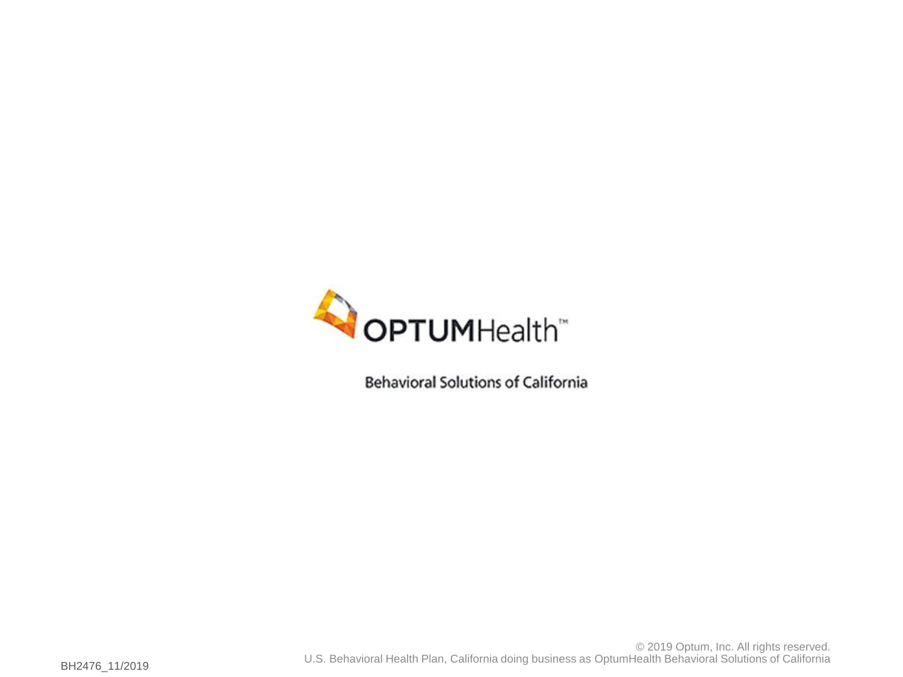OPTUMHealth™

Behavioral Solutions of California

BH2476_11/2019

© 2019 Optum, Inc. All rights reserved.
U.S. Behavioral Health Plan, California doing business as OptumHealth Behavioral Solutions of California